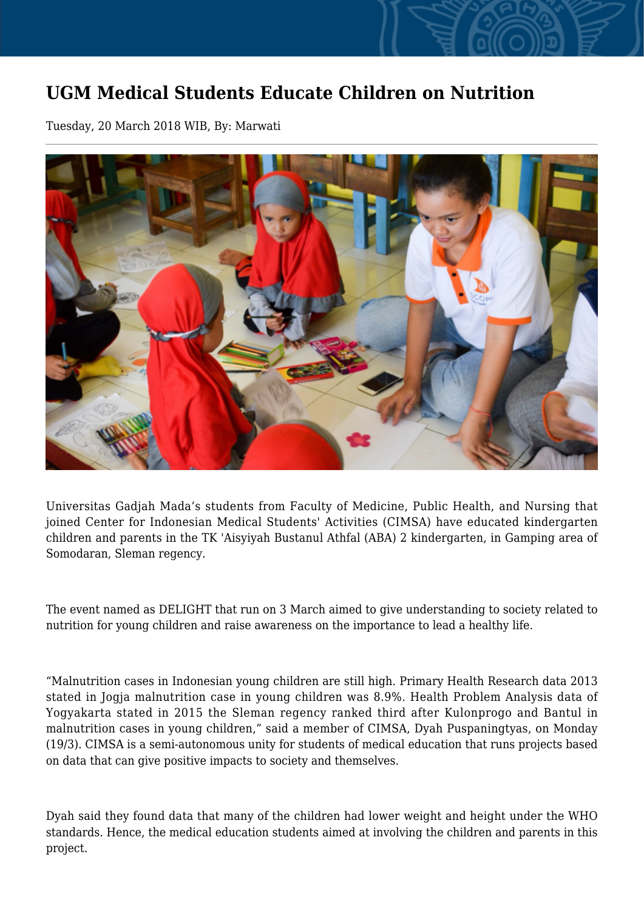# UGM Medical Students Educate Children on Nutrition

Tuesday, 20 March 2018 WIB, By: Marwati

Universitas Gadjah Mada's students from Faculty of Medicine, Public Health, and Nursing that joined Center for Indonesian Medical Students' Activities (CIMSA) have educated kindergarten children and parents in the TK 'Aisyiyah Bustanul Athfal (ABA) 2 kindergarten, in Gamping area of Somodaran, Sleman regency.

The event named as DELIGHT that run on 3 March aimed to give understanding to society related to nutrition for young children and raise awareness on the importance to lead a healthy life.

"Malnutrition cases in Indonesian young children are still high. Primary Health Research data 2013 stated in Jogja malnutrition case in young children was 8.9%. Health Problem Analysis data of Yogyakarta stated in 2015 the Sleman regency ranked third after Kulonprogo and Bantul in malnutrition cases in young children," said a member of CIMSA, Dyah Puspaningtyas, on Monday (19/3). CIMSA is a semi-autonomous unity for students of medical education that runs projects based on data that can give positive impacts to society and themselves.

Dyah said they found data that many of the children had lower weight and height under the WHO standards. Hence, the medical education students aimed at involving the children and parents in this project.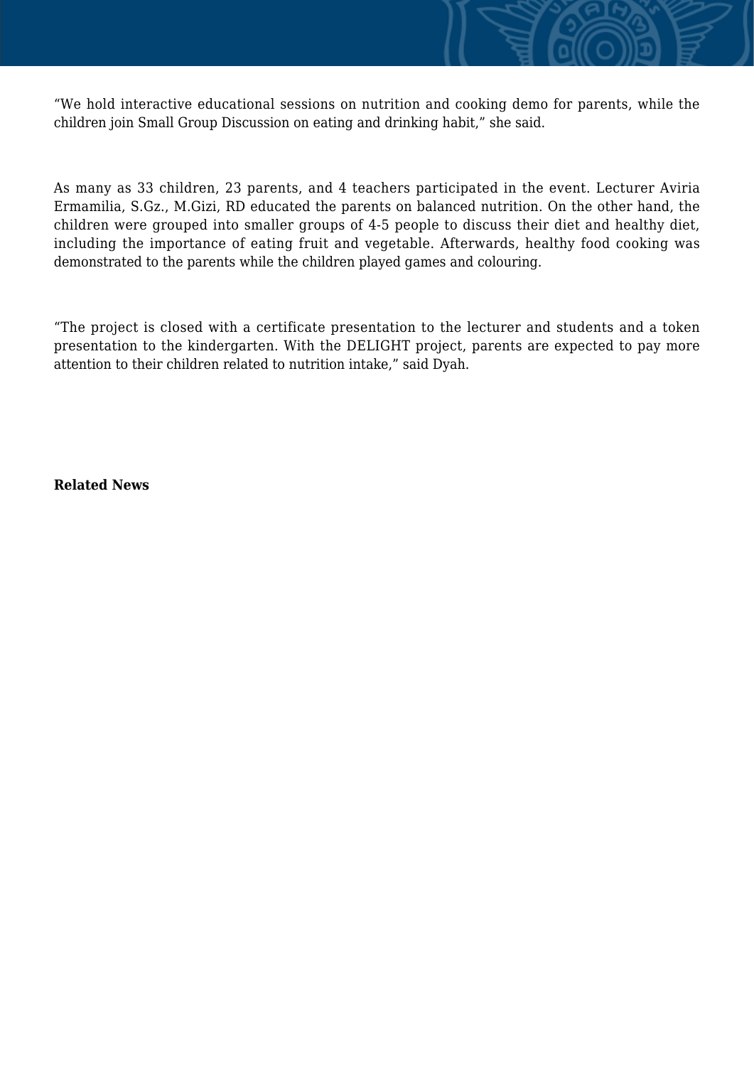“We hold interactive educational sessions on nutrition and cooking demo for parents, while the children join Small Group Discussion on eating and drinking habit,” she said.

As many as 33 children, 23 parents, and 4 teachers participated in the event. Lecturer Aviria Ermamilia, S.Gz., M.Gizi, RD educated the parents on balanced nutrition. On the other hand, the children were grouped into smaller groups of 4-5 people to discuss their diet and healthy diet, including the importance of eating fruit and vegetable. Afterwards, healthy food cooking was demonstrated to the parents while the children played games and colouring.

“The project is closed with a certificate presentation to the lecturer and students and a token presentation to the kindergarten. With the DELIGHT project, parents are expected to pay more attention to their children related to nutrition intake,” said Dyah.

**Related News**